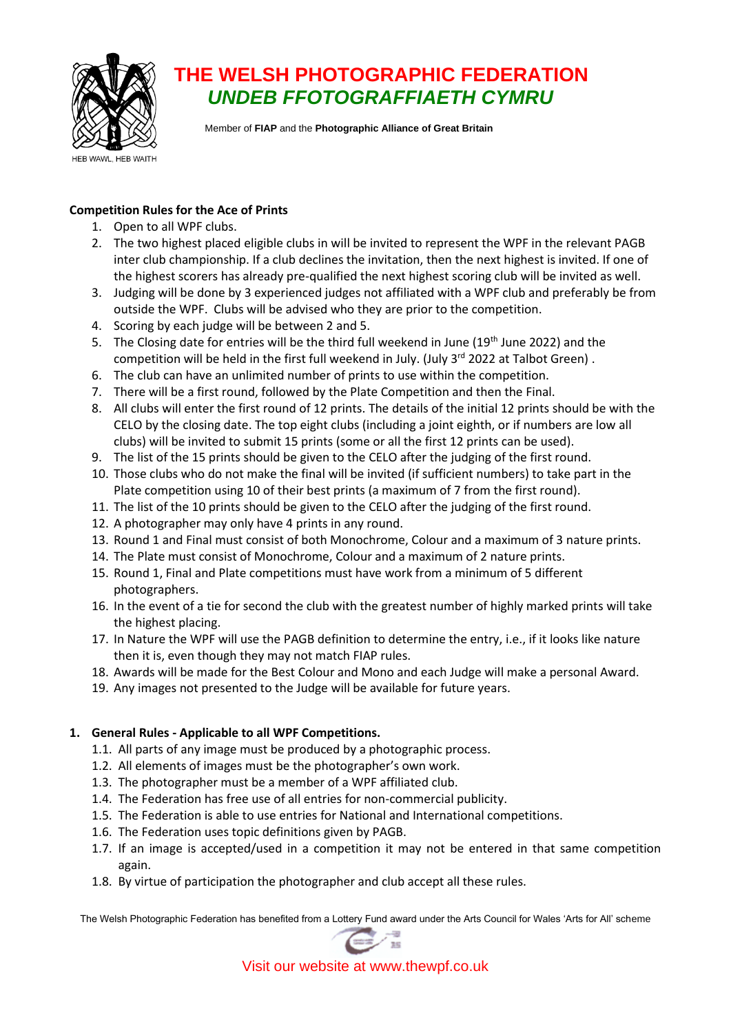# THE WELSH PHOTOGRAPHIC FEDERATION

## *UNDEB FFOTOGRAFFIAETH CYMRU*

HEB WAWL, HEB WAITH

Member of **FIAP** and the **Photographic Alliance of Great Britain**

**Competition Rules for the Ace of Prints**

1. Open to all WPF clubs.
2. The two highest placed eligible clubs in will be invited to represent the WPF in the relevant PAGB inter club championship. If a club declines the invitation, then the next highest is invited. If one of the highest scorers has already pre-qualified the next highest scoring club will be invited as well.
3. Judging will be done by 3 experienced judges not affiliated with a WPF club and preferably be from outside the WPF. Clubs will be advised who they are prior to the competition.
4. Scoring by each judge will be between 2 and 5.
5. The Closing date for entries will be the third full weekend in June (19th June 2022) and the competition will be held in the first full weekend in July. (July 3rd 2022 at Talbot Green) .
6. The club can have an unlimited number of prints to use within the competition.
7. There will be a first round, followed by the Plate Competition and then the Final.
8. All clubs will enter the first round of 12 prints. The details of the initial 12 prints should be with the CELO by the closing date. The top eight clubs (including a joint eighth, or if numbers are low all clubs) will be invited to submit 15 prints (some or all the first 12 prints can be used).
9. The list of the 15 prints should be given to the CELO after the judging of the first round.
10. Those clubs who do not make the final will be invited (if sufficient numbers) to take part in the Plate competition using 10 of their best prints (a maximum of 7 from the first round).
11. The list of the 10 prints should be given to the CELO after the judging of the first round.
12. A photographer may only have 4 prints in any round.
13. Round 1 and Final must consist of both Monochrome, Colour and a maximum of 3 nature prints.
14. The Plate must consist of Monochrome, Colour and a maximum of 2 nature prints.
15. Round 1, Final and Plate competitions must have work from a minimum of 5 different photographers.
16. In the event of a tie for second the club with the greatest number of highly marked prints will take the highest placing.
17. In Nature the WPF will use the PAGB definition to determine the entry, i.e., if it looks like nature then it is, even though they may not match FIAP rules.
18. Awards will be made for the Best Colour and Mono and each Judge will make a personal Award.
19. Any images not presented to the Judge will be available for future years.

**1. General Rules - Applicable to all WPF Competitions.**

1.1. All parts of any image must be produced by a photographic process.
1.2. All elements of images must be the photographer's own work.
1.3. The photographer must be a member of a WPF affiliated club.
1.4. The Federation has free use of all entries for non-commercial publicity.
1.5. The Federation is able to use entries for National and International competitions.
1.6. The Federation uses topic definitions given by PAGB.
1.7. If an image is accepted/used in a competition it may not be entered in that same competition again.
1.8. By virtue of participation the photographer and club accept all these rules.

The Welsh Photographic Federation has benefited from a Lottery Fund award under the Arts Council for Wales 'Arts for All' scheme

Visit our website at www.thewpf.co.uk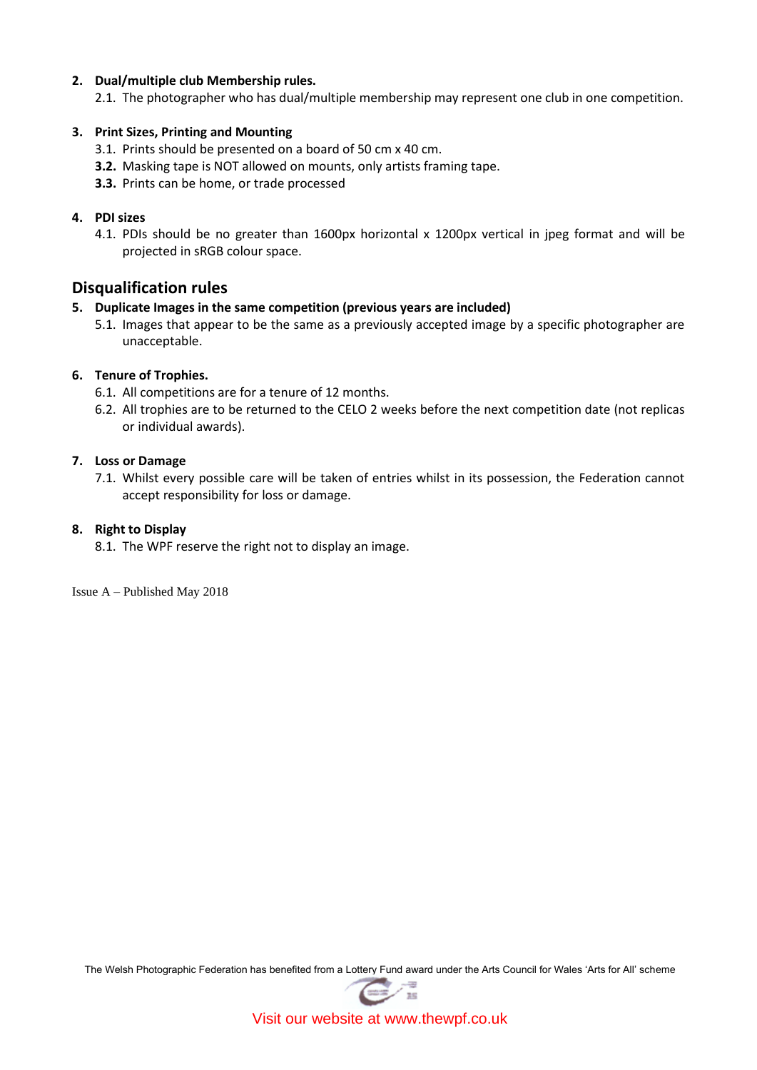2. **Dual/multiple club Membership rules.**
    2.1. The photographer who has dual/multiple membership may represent one club in one competition.

3. **Print Sizes, Printing and Mounting**
    3.1. Prints should be presented on a board of 50 cm x 40 cm.
    **3.2.** Masking tape is NOT allowed on mounts, only artists framing tape.
    **3.3.** Prints can be home, or trade processed

4. **PDI sizes**
    4.1. PDIs should be no greater than 1600px horizontal x 1200px vertical in jpeg format and will be projected in sRGB colour space.

## Disqualification rules

5. **Duplicate Images in the same competition (previous years are included)**
    5.1. Images that appear to be the same as a previously accepted image by a specific photographer are unacceptable.

6. **Tenure of Trophies.**
    6.1. All competitions are for a tenure of 12 months.
    6.2. All trophies are to be returned to the CELO 2 weeks before the next competition date (not replicas or individual awards).

7. **Loss or Damage**
    7.1. Whilst every possible care will be taken of entries whilst in its possession, the Federation cannot accept responsibility for loss or damage.

8. **Right to Display**
    8.1. The WPF reserve the right not to display an image.

Issue A – Published May 2018

The Welsh Photographic Federation has benefited from a Lottery Fund award under the Arts Council for Wales 'Arts for All' scheme

Visit our website at www.thewpf.co.uk